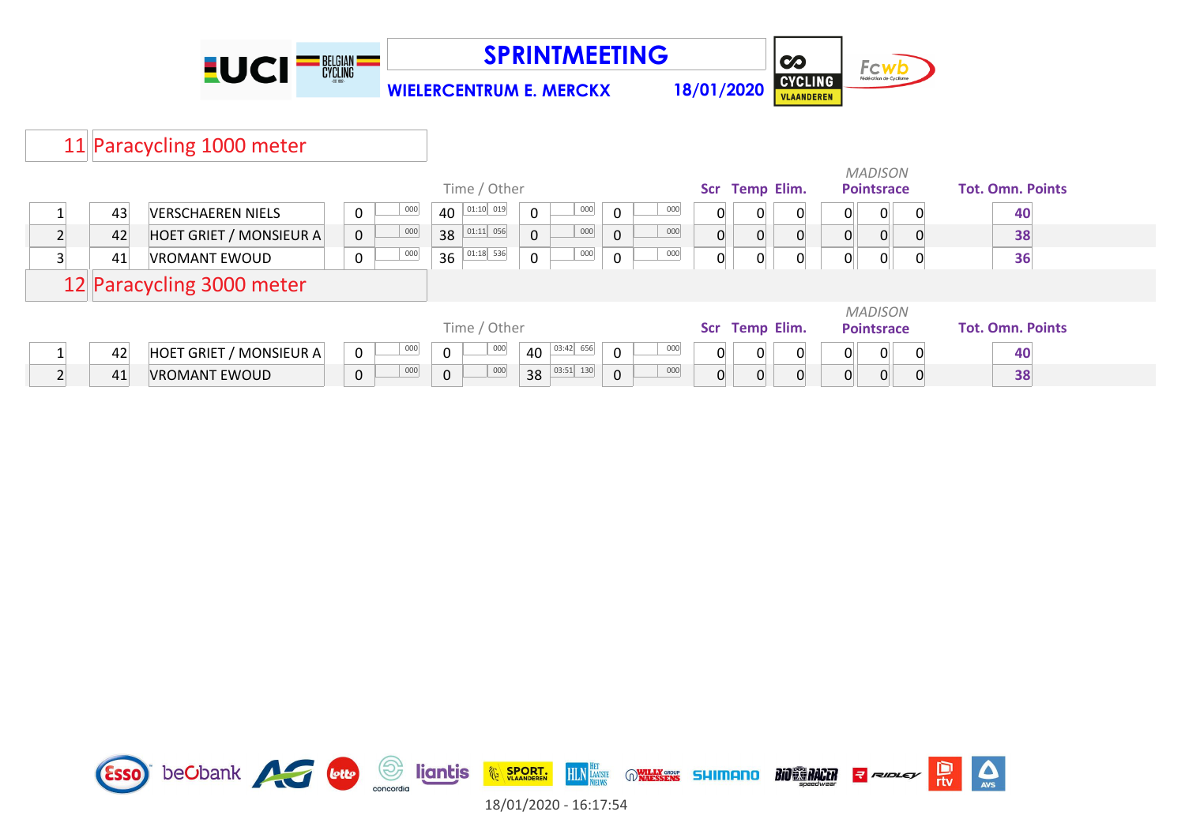# SPRINTMEETING

**WIELERCENTRUM E. MERCKX** **18/01/2020**

## 11 Paracycling 1000 meter

| | | | | | Time / Other | | | | | | Scr | Temp | Elim. | MADISON Pointsrace | | | Tot. Omn. Points |
|---|---|---|---|---|---|---|---|---|---|---|---|---|---|---|---|---|---|
| 1 | 43 | VERSCHAEREN NIELS | 0 | 000 | 40 | 01:10 019 | 0 | 000 | 0 | 000 | 0 | 0 | 0 | 0 | 0 | 0 | 40 |
| 2 | 42 | HOET GRIET / MONSIEUR A | 0 | 000 | 38 | 01:11 056 | 0 | 000 | 0 | 000 | 0 | 0 | 0 | 0 | 0 | 0 | 38 |
| 3 | 41 | VROMANT EWOUD | 0 | 000 | 36 | 01:18 536 | 0 | 000 | 0 | 000 | 0 | 0 | 0 | 0 | 0 | 0 | 36 |

## 12 Paracycling 3000 meter

| | | | | | Time / Other | | | | | | Scr | Temp | Elim. | MADISON Pointsrace | | | Tot. Omn. Points |
|---|---|---|---|---|---|---|---|---|---|---|---|---|---|---|---|---|---|
| 1 | 42 | HOET GRIET / MONSIEUR A | 0 | 000 | 0 | 000 | 40 | 03:42 656 | 0 | 000 | 0 | 0 | 0 | 0 | 0 | 0 | 40 |
| 2 | 41 | VROMANT EWOUD | 0 | 000 | 0 | 000 | 38 | 03:51 130 | 0 | 000 | 0 | 0 | 0 | 0 | 0 | 0 | 38 |

18/01/2020 - 16:17:54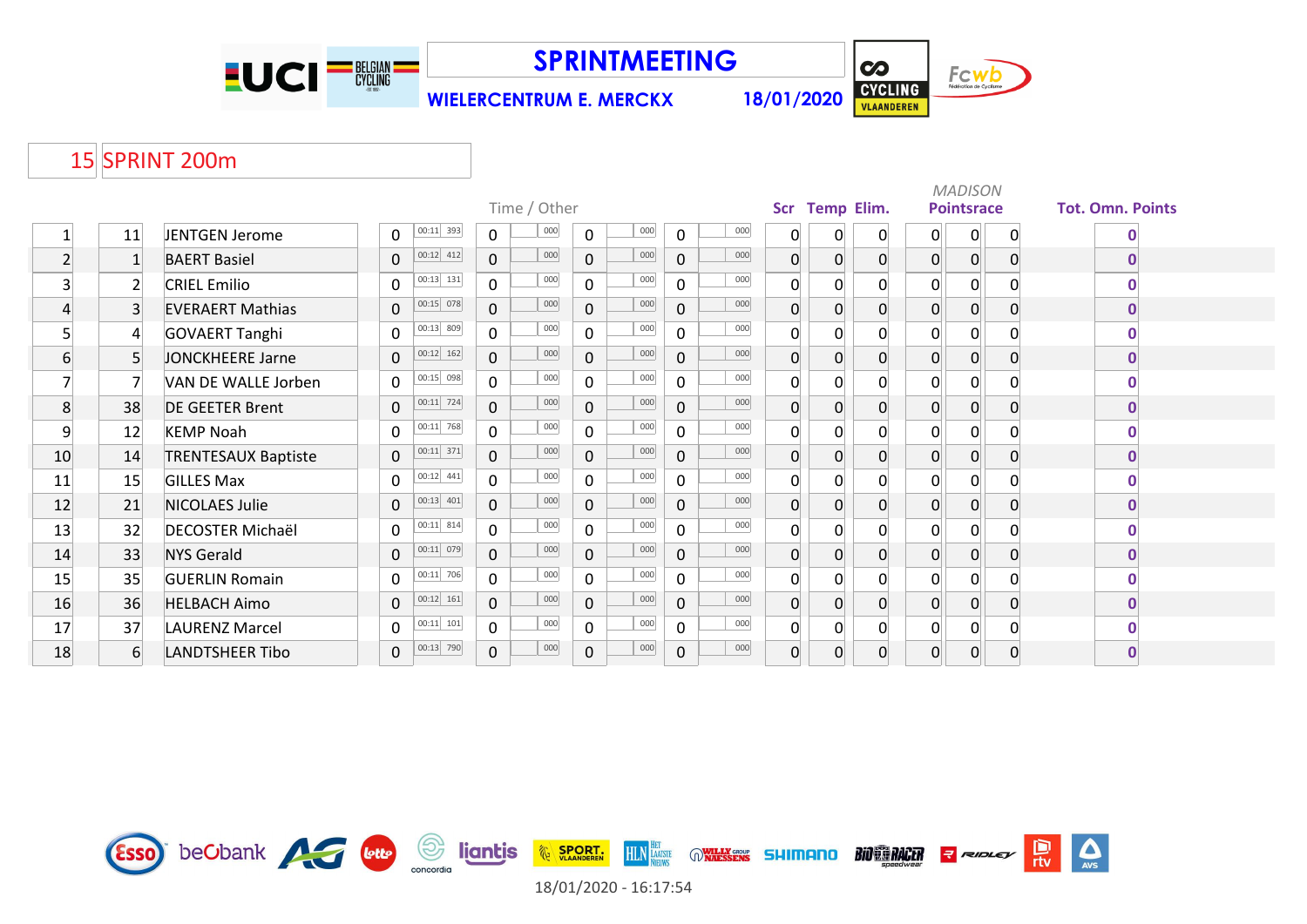# SPRINTMEETING

**WIELERCENTRUM E. MERCKX** **18/01/2020**

## 15 SPRINT 200m

| | | | Time / Other | | | | | | | | Scr | Temp | Elim. | MADISON Pointsrace | | | Tot. Omn. Points |
|---|---|---|---|---|---|---|---|---|---|---|---|---|---|---|---|---|---|
| 1 | 11 | JENTGEN Jerome | 0 | 00:11 393 | 0 | 000 | 0 | 000 | 0 | 000 | 0 | 0 | 0 | 0 | 0 | 0 | 0 |
| 2 | 1 | BAERT Basiel | 0 | 00:12 412 | 0 | 000 | 0 | 000 | 0 | 000 | 0 | 0 | 0 | 0 | 0 | 0 | 0 |
| 3 | 2 | CRIEL Emilio | 0 | 00:13 131 | 0 | 000 | 0 | 000 | 0 | 000 | 0 | 0 | 0 | 0 | 0 | 0 | 0 |
| 4 | 3 | EVERAERT Mathias | 0 | 00:15 078 | 0 | 000 | 0 | 000 | 0 | 000 | 0 | 0 | 0 | 0 | 0 | 0 | 0 |
| 5 | 4 | GOVAERT Tanghi | 0 | 00:13 809 | 0 | 000 | 0 | 000 | 0 | 000 | 0 | 0 | 0 | 0 | 0 | 0 | 0 |
| 6 | 5 | JONCKHEERE Jarne | 0 | 00:12 162 | 0 | 000 | 0 | 000 | 0 | 000 | 0 | 0 | 0 | 0 | 0 | 0 | 0 |
| 7 | 7 | VAN DE WALLE Jorben | 0 | 00:15 098 | 0 | 000 | 0 | 000 | 0 | 000 | 0 | 0 | 0 | 0 | 0 | 0 | 0 |
| 8 | 38 | DE GEETER Brent | 0 | 00:11 724 | 0 | 000 | 0 | 000 | 0 | 000 | 0 | 0 | 0 | 0 | 0 | 0 | 0 |
| 9 | 12 | KEMP Noah | 0 | 00:11 768 | 0 | 000 | 0 | 000 | 0 | 000 | 0 | 0 | 0 | 0 | 0 | 0 | 0 |
| 10 | 14 | TRENTESAUX Baptiste | 0 | 00:11 371 | 0 | 000 | 0 | 000 | 0 | 000 | 0 | 0 | 0 | 0 | 0 | 0 | 0 |
| 11 | 15 | GILLES Max | 0 | 00:12 441 | 0 | 000 | 0 | 000 | 0 | 000 | 0 | 0 | 0 | 0 | 0 | 0 | 0 |
| 12 | 21 | NICOLAES Julie | 0 | 00:13 401 | 0 | 000 | 0 | 000 | 0 | 000 | 0 | 0 | 0 | 0 | 0 | 0 | 0 |
| 13 | 32 | DECOSTER Michaël | 0 | 00:11 814 | 0 | 000 | 0 | 000 | 0 | 000 | 0 | 0 | 0 | 0 | 0 | 0 | 0 |
| 14 | 33 | NYS Gerald | 0 | 00:11 079 | 0 | 000 | 0 | 000 | 0 | 000 | 0 | 0 | 0 | 0 | 0 | 0 | 0 |
| 15 | 35 | GUERLIN Romain | 0 | 00:11 706 | 0 | 000 | 0 | 000 | 0 | 000 | 0 | 0 | 0 | 0 | 0 | 0 | 0 |
| 16 | 36 | HELBACH Aimo | 0 | 00:12 161 | 0 | 000 | 0 | 000 | 0 | 000 | 0 | 0 | 0 | 0 | 0 | 0 | 0 |
| 17 | 37 | LAURENZ Marcel | 0 | 00:11 101 | 0 | 000 | 0 | 000 | 0 | 000 | 0 | 0 | 0 | 0 | 0 | 0 | 0 |
| 18 | 6 | LANDTSHEER Tibo | 0 | 00:13 790 | 0 | 000 | 0 | 000 | 0 | 000 | 0 | 0 | 0 | 0 | 0 | 0 | 0 |

18/01/2020 - 16:17:54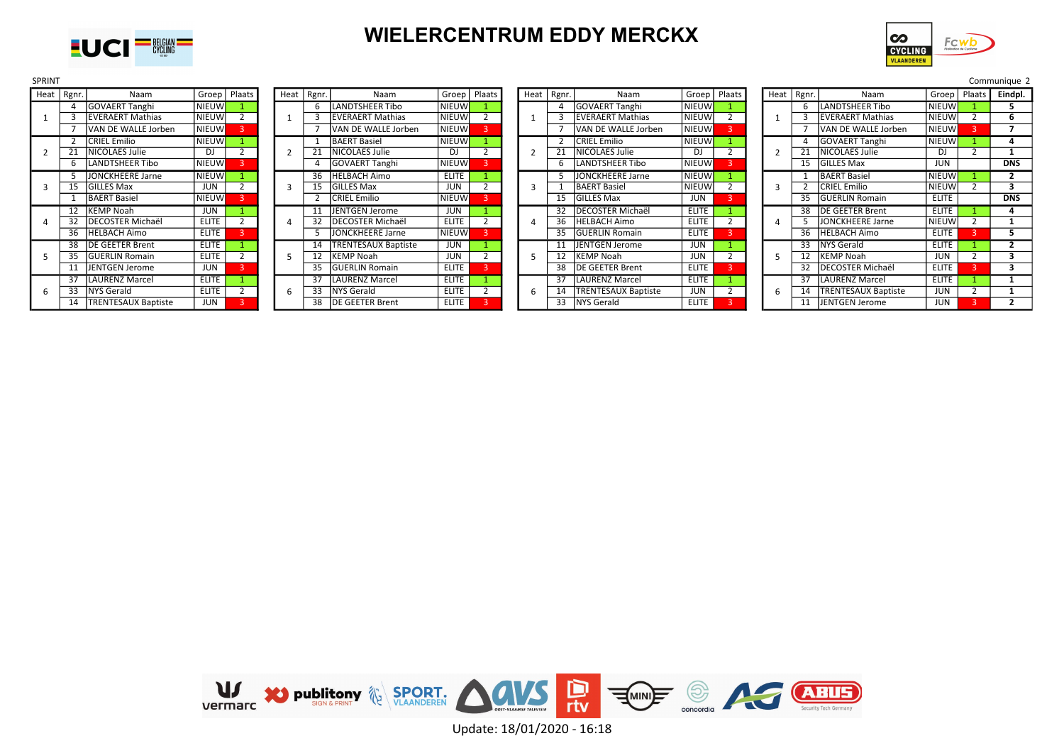# WIELERCENTRUM EDDY MERCKX

SPRINT

Communique 2

| Heat | Rgnr. | Naam | Groep | Plaats |
|---|---|---|---|---|
| 1 | 4 | GOVAERT Tanghi | NIEUW | 1 |
| | 3 | EVERAERT Mathias | NIEUW | 2 |
| | 7 | VAN DE WALLE Jorben | NIEUW | 3 |
| 2 | 2 | CRIEL Emilio | NIEUW | 1 |
| | 21 | NICOLAES Julie | DJ | 2 |
| | 6 | LANDTSHEER Tibo | NIEUW | 3 |
| 3 | 5 | JONCKHEERE Jarne | NIEUW | 1 |
| | 15 | GILLES Max | JUN | 2 |
| | 1 | BAERT Basiel | NIEUW | 3 |
| 4 | 12 | KEMP Noah | JUN | 1 |
| | 32 | DECOSTER Michaël | ELITE | 2 |
| | 36 | HELBACH Aimo | ELITE | 3 |
| 5 | 38 | DE GEETER Brent | ELITE | 1 |
| | 35 | GUERLIN Romain | ELITE | 2 |
| | 11 | JENTGEN Jerome | JUN | 3 |
| 6 | 37 | LAURENZ Marcel | ELITE | 1 |
| | 33 | NYS Gerald | ELITE | 2 |
| | 14 | TRENTESAUX Baptiste | JUN | 3 |

| Heat | Rgnr. | Naam | Groep | Plaats |
|---|---|---|---|---|
| 1 | 6 | LANDTSHEER Tibo | NIEUW | 1 |
| | 3 | EVERAERT Mathias | NIEUW | 2 |
| | 7 | VAN DE WALLE Jorben | NIEUW | 3 |
| 2 | 1 | BAERT Basiel | NIEUW | 1 |
| | 21 | NICOLAES Julie | DJ | 2 |
| | 4 | GOVAERT Tanghi | NIEUW | 3 |
| 3 | 36 | HELBACH Aimo | ELITE | 1 |
| | 15 | GILLES Max | JUN | 2 |
| | 2 | CRIEL Emilio | NIEUW | 3 |
| 4 | 11 | JENTGEN Jerome | JUN | 1 |
| | 32 | DECOSTER Michaël | ELITE | 2 |
| | 5 | JONCKHEERE Jarne | NIEUW | 3 |
| 5 | 14 | TRENTESAUX Baptiste | JUN | 1 |
| | 12 | KEMP Noah | JUN | 2 |
| | 35 | GUERLIN Romain | ELITE | 3 |
| 6 | 37 | LAURENZ Marcel | ELITE | 1 |
| | 33 | NYS Gerald | ELITE | 2 |
| | 38 | DE GEETER Brent | ELITE | 3 |

| Heat | Rgnr. | Naam | Groep | Plaats |
|---|---|---|---|---|
| 1 | 4 | GOVAERT Tanghi | NIEUW | 1 |
| | 3 | EVERAERT Mathias | NIEUW | 2 |
| | 7 | VAN DE WALLE Jorben | NIEUW | 3 |
| 2 | 2 | CRIEL Emilio | NIEUW | 1 |
| | 21 | NICOLAES Julie | DJ | 2 |
| | 6 | LANDTSHEER Tibo | NIEUW | 3 |
| 3 | 5 | JONCKHEERE Jarne | NIEUW | 1 |
| | 1 | BAERT Basiel | NIEUW | 2 |
| | 15 | GILLES Max | JUN | 3 |
| 4 | 32 | DECOSTER Michaël | ELITE | 1 |
| | 36 | HELBACH Aimo | ELITE | 2 |
| | 35 | GUERLIN Romain | ELITE | 3 |
| 5 | 11 | JENTGEN Jerome | JUN | 1 |
| | 12 | KEMP Noah | JUN | 2 |
| | 38 | DE GEETER Brent | ELITE | 3 |
| 6 | 37 | LAURENZ Marcel | ELITE | 1 |
| | 14 | TRENTESAUX Baptiste | JUN | 2 |
| | 33 | NYS Gerald | ELITE | 3 |

| Heat | Rgnr. | Naam | Groep | Plaats | Eindpl. |
|---|---|---|---|---|---|
| 1 | 6 | LANDTSHEER Tibo | NIEUW | 1 | **5** |
| | 3 | EVERAERT Mathias | NIEUW | 2 | **6** |
| | 7 | VAN DE WALLE Jorben | NIEUW | 3 | **7** |
| 2 | 4 | GOVAERT Tanghi | NIEUW | 1 | **4** |
| | 21 | NICOLAES Julie | DJ | 2 | **1** |
| | 15 | GILLES Max | JUN | | **DNS** |
| 3 | 1 | BAERT Basiel | NIEUW | 1 | **2** |
| | 2 | CRIEL Emilio | NIEUW | 2 | **3** |
| | 35 | GUERLIN Romain | ELITE | | **DNS** |
| 4 | 38 | DE GEETER Brent | ELITE | 1 | **4** |
| | 5 | JONCKHEERE Jarne | NIEUW | 2 | **1** |
| | 36 | HELBACH Aimo | ELITE | 3 | **5** |
| 5 | 33 | NYS Gerald | ELITE | 1 | **2** |
| | 12 | KEMP Noah | JUN | 2 | **3** |
| | 32 | DECOSTER Michaël | ELITE | 3 | **3** |
| 6 | 37 | LAURENZ Marcel | ELITE | 1 | **1** |
| | 14 | TRENTESAUX Baptiste | JUN | 2 | **1** |
| | 11 | JENTGEN Jerome | JUN | 3 | **2** |

Update: 18/01/2020 - 16:18